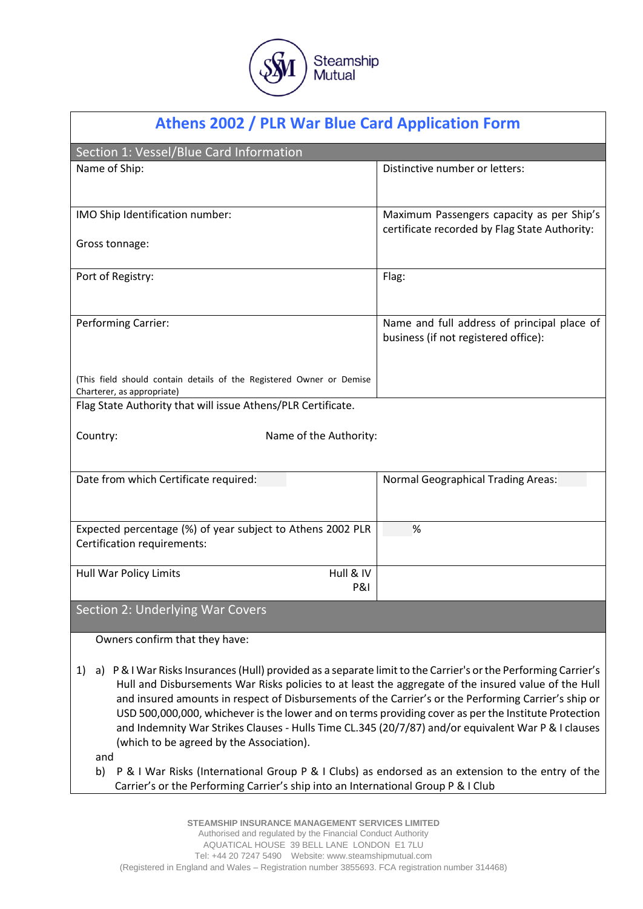Steamship Mutual

# Athens 2002 / PLR War Blue Card Application Form

## Section 1: Vessel/Blue Card Information

| | |
|---|---|
| Name of Ship: | Distinctive number or letters: |
| IMO Ship Identification number:<br><br>Gross tonnage: | Maximum Passengers capacity as per Ship's certificate recorded by Flag State Authority: |
| Port of Registry: | Flag: |
| Performing Carrier:<br><br>(This field should contain details of the Registered Owner or Demise Charterer, as appropriate) | Name and full address of principal place of business (if not registered office): |
| Flag State Authority that will issue Athens/PLR Certificate.<br><br>Country: Name of the Authority: | |
| Date from which Certificate required: | Normal Geographical Trading Areas: |
| Expected percentage (%) of year subject to Athens 2002 PLR Certification requirements: | % |
| Hull War Policy Limits Hull & IV<br>P&I | |

## Section 2: Underlying War Covers

Owners confirm that they have:

1) a) P & I War Risks Insurances (Hull) provided as a separate limit to the Carrier's or the Performing Carrier's Hull and Disbursements War Risks policies to at least the aggregate of the insured value of the Hull and insured amounts in respect of Disbursements of the Carrier's or the Performing Carrier's ship or USD 500,000,000, whichever is the lower and on terms providing cover as per the Institute Protection and Indemnity War Strikes Clauses - Hulls Time CL.345 (20/7/87) and/or equivalent War P & I clauses (which to be agreed by the Association).

and

b) P & I War Risks (International Group P & I Clubs) as endorsed as an extension to the entry of the Carrier's or the Performing Carrier's ship into an International Group P & I Club

STEAMSHIP INSURANCE MANAGEMENT SERVICES LIMITED
Authorised and regulated by the Financial Conduct Authority
AQUATICAL HOUSE 39 BELL LANE LONDON E1 7LU
Tel: +44 20 7247 5490 Website: www.steamshipmutual.com
(Registered in England and Wales – Registration number 3855693. FCA registration number 314468)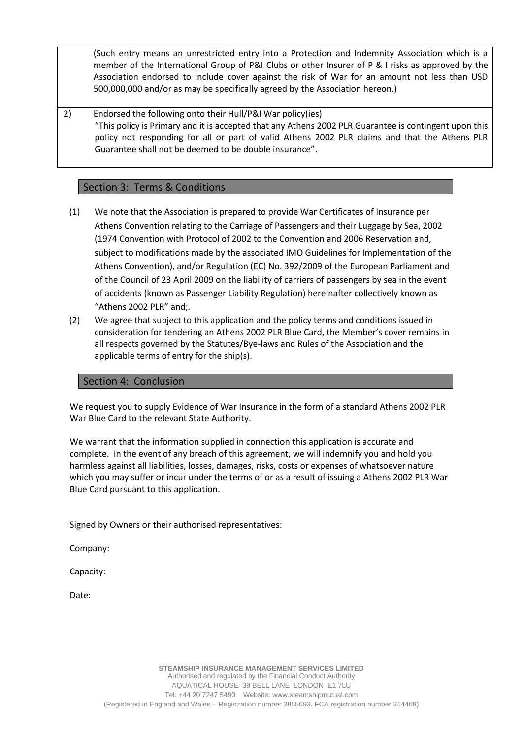(Such entry means an unrestricted entry into a Protection and Indemnity Association which is a member of the International Group of P&I Clubs or other Insurer of P & I risks as approved by the Association endorsed to include cover against the risk of War for an amount not less than USD 500,000,000 and/or as may be specifically agreed by the Association hereon.)

2) Endorsed the following onto their Hull/P&I War policy(ies)
"This policy is Primary and it is accepted that any Athens 2002 PLR Guarantee is contingent upon this policy not responding for all or part of valid Athens 2002 PLR claims and that the Athens PLR Guarantee shall not be deemed to be double insurance".

## Section 3: Terms & Conditions

(1) We note that the Association is prepared to provide War Certificates of Insurance per Athens Convention relating to the Carriage of Passengers and their Luggage by Sea, 2002 (1974 Convention with Protocol of 2002 to the Convention and 2006 Reservation and, subject to modifications made by the associated IMO Guidelines for Implementation of the Athens Convention), and/or Regulation (EC) No. 392/2009 of the European Parliament and of the Council of 23 April 2009 on the liability of carriers of passengers by sea in the event of accidents (known as Passenger Liability Regulation) hereinafter collectively known as "Athens 2002 PLR" and;.

(2) We agree that subject to this application and the policy terms and conditions issued in consideration for tendering an Athens 2002 PLR Blue Card, the Member's cover remains in all respects governed by the Statutes/Bye-laws and Rules of the Association and the applicable terms of entry for the ship(s).

## Section 4: Conclusion

We request you to supply Evidence of War Insurance in the form of a standard Athens 2002 PLR War Blue Card to the relevant State Authority.

We warrant that the information supplied in connection this application is accurate and complete. In the event of any breach of this agreement, we will indemnify you and hold you harmless against all liabilities, losses, damages, risks, costs or expenses of whatsoever nature which you may suffer or incur under the terms of or as a result of issuing a Athens 2002 PLR War Blue Card pursuant to this application.

Signed by Owners or their authorised representatives:

Company:

Capacity:

Date:

**STEAMSHIP INSURANCE MANAGEMENT SERVICES LIMITED**
Authorised and regulated by the Financial Conduct Authority
AQUATICAL HOUSE 39 BELL LANE LONDON E1 7LU
Tel: +44 20 7247 5490 Website: www.steamshipmutual.com
(Registered in England and Wales – Registration number 3855693. FCA registration number 314468)